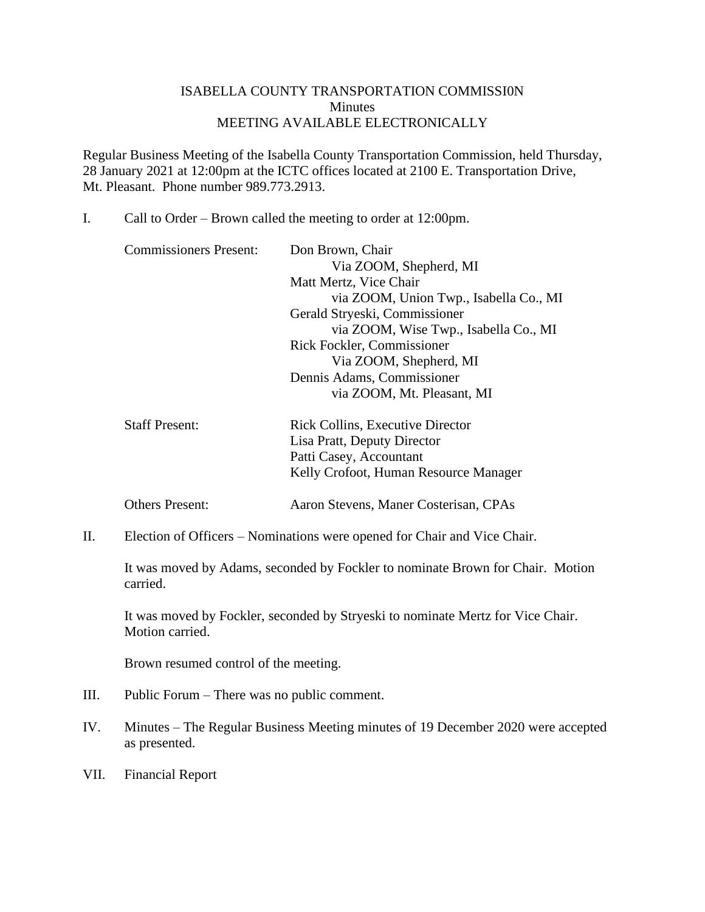ISABELLA COUNTY TRANSPORTATION COMMISSI0N
Minutes
MEETING AVAILABLE ELECTRONICALLY

Regular Business Meeting of the Isabella County Transportation Commission, held Thursday, 28 January 2021 at 12:00pm at the ICTC offices located at 2100 E. Transportation Drive, Mt. Pleasant. Phone number 989.773.2913.

I. Call to Order – Brown called the meeting to order at 12:00pm.

Commissioners Present:
- Don Brown, Chair
  - Via ZOOM, Shepherd, MI
- Matt Mertz, Vice Chair
  - via ZOOM, Union Twp., Isabella Co., MI
- Gerald Stryeski, Commissioner
  - via ZOOM, Wise Twp., Isabella Co., MI
- Rick Fockler, Commissioner
  - Via ZOOM, Shepherd, MI
- Dennis Adams, Commissioner
  - via ZOOM, Mt. Pleasant, MI

Staff Present:
- Rick Collins, Executive Director
- Lisa Pratt, Deputy Director
- Patti Casey, Accountant
- Kelly Crofoot, Human Resource Manager

Others Present:
- Aaron Stevens, Maner Costerisan, CPAs

II. Election of Officers – Nominations were opened for Chair and Vice Chair.

It was moved by Adams, seconded by Fockler to nominate Brown for Chair. Motion carried.

It was moved by Fockler, seconded by Stryeski to nominate Mertz for Vice Chair. Motion carried.

Brown resumed control of the meeting.

III. Public Forum – There was no public comment.

IV. Minutes – The Regular Business Meeting minutes of 19 December 2020 were accepted as presented.

VII. Financial Report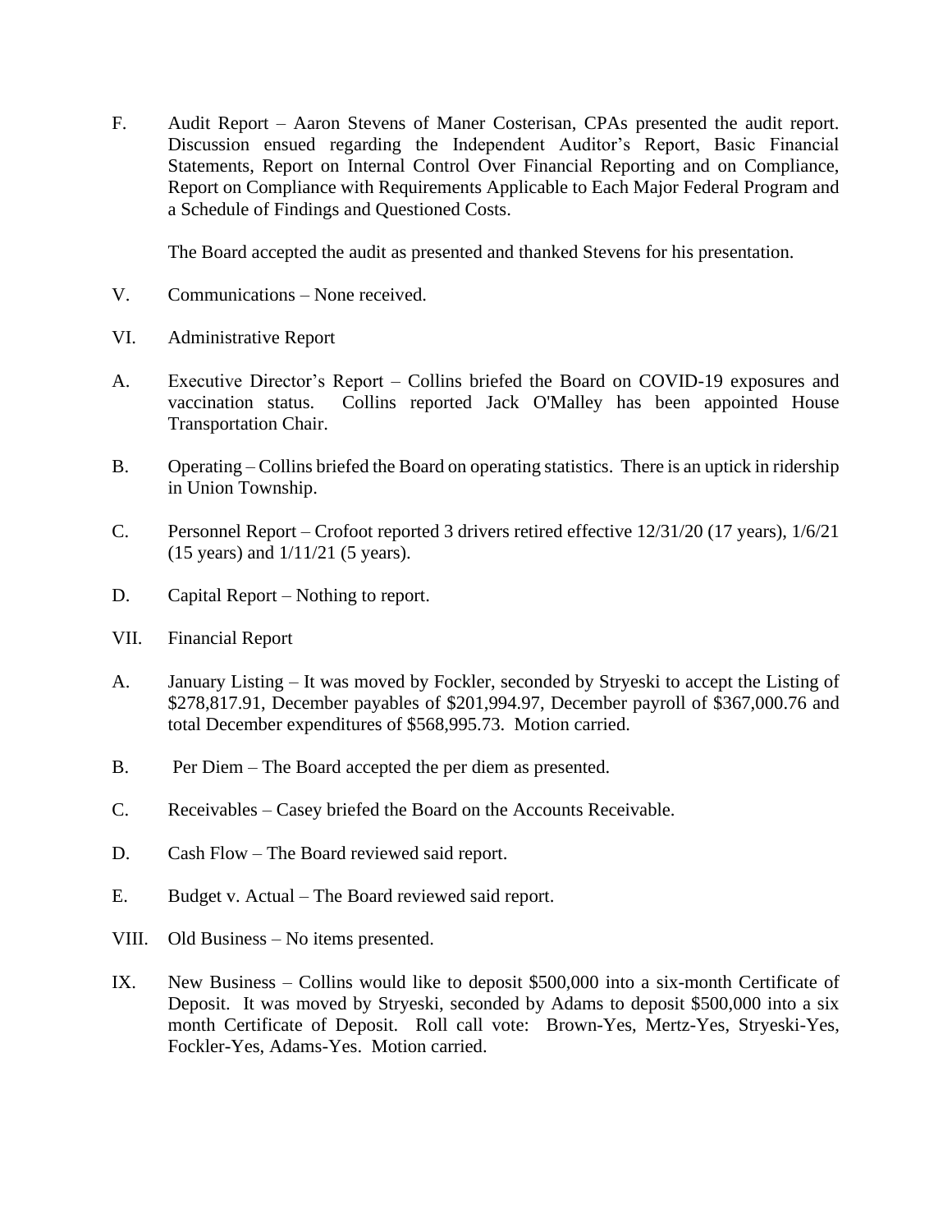F. Audit Report – Aaron Stevens of Maner Costerisan, CPAs presented the audit report. Discussion ensued regarding the Independent Auditor's Report, Basic Financial Statements, Report on Internal Control Over Financial Reporting and on Compliance, Report on Compliance with Requirements Applicable to Each Major Federal Program and a Schedule of Findings and Questioned Costs.

The Board accepted the audit as presented and thanked Stevens for his presentation.

V. Communications – None received.

VI. Administrative Report

A. Executive Director's Report – Collins briefed the Board on COVID-19 exposures and vaccination status. Collins reported Jack O'Malley has been appointed House Transportation Chair.

B. Operating – Collins briefed the Board on operating statistics. There is an uptick in ridership in Union Township.

C. Personnel Report – Crofoot reported 3 drivers retired effective 12/31/20 (17 years), 1/6/21 (15 years) and 1/11/21 (5 years).

D. Capital Report – Nothing to report.

VII. Financial Report

A. January Listing – It was moved by Fockler, seconded by Stryeski to accept the Listing of $278,817.91, December payables of $201,994.97, December payroll of $367,000.76 and total December expenditures of $568,995.73. Motion carried.

B. Per Diem – The Board accepted the per diem as presented.

C. Receivables – Casey briefed the Board on the Accounts Receivable.

D. Cash Flow – The Board reviewed said report.

E. Budget v. Actual – The Board reviewed said report.

VIII. Old Business – No items presented.

IX. New Business – Collins would like to deposit $500,000 into a six-month Certificate of Deposit. It was moved by Stryeski, seconded by Adams to deposit $500,000 into a six month Certificate of Deposit. Roll call vote: Brown-Yes, Mertz-Yes, Stryeski-Yes, Fockler-Yes, Adams-Yes. Motion carried.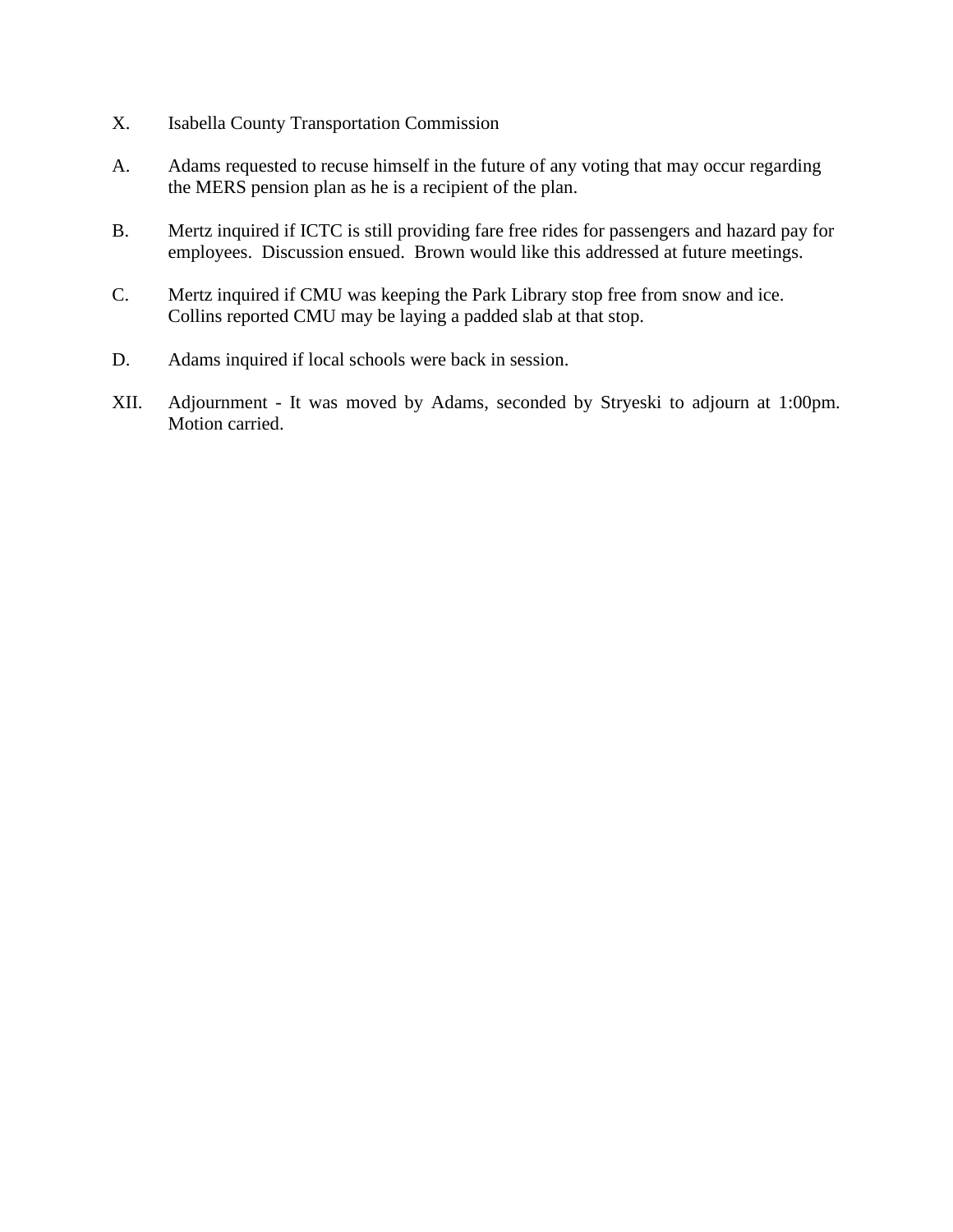X. Isabella County Transportation Commission

A. Adams requested to recuse himself in the future of any voting that may occur regarding the MERS pension plan as he is a recipient of the plan.

B. Mertz inquired if ICTC is still providing fare free rides for passengers and hazard pay for employees. Discussion ensued. Brown would like this addressed at future meetings.

C. Mertz inquired if CMU was keeping the Park Library stop free from snow and ice. Collins reported CMU may be laying a padded slab at that stop.

D. Adams inquired if local schools were back in session.

XII. Adjournment - It was moved by Adams, seconded by Stryeski to adjourn at 1:00pm. Motion carried.